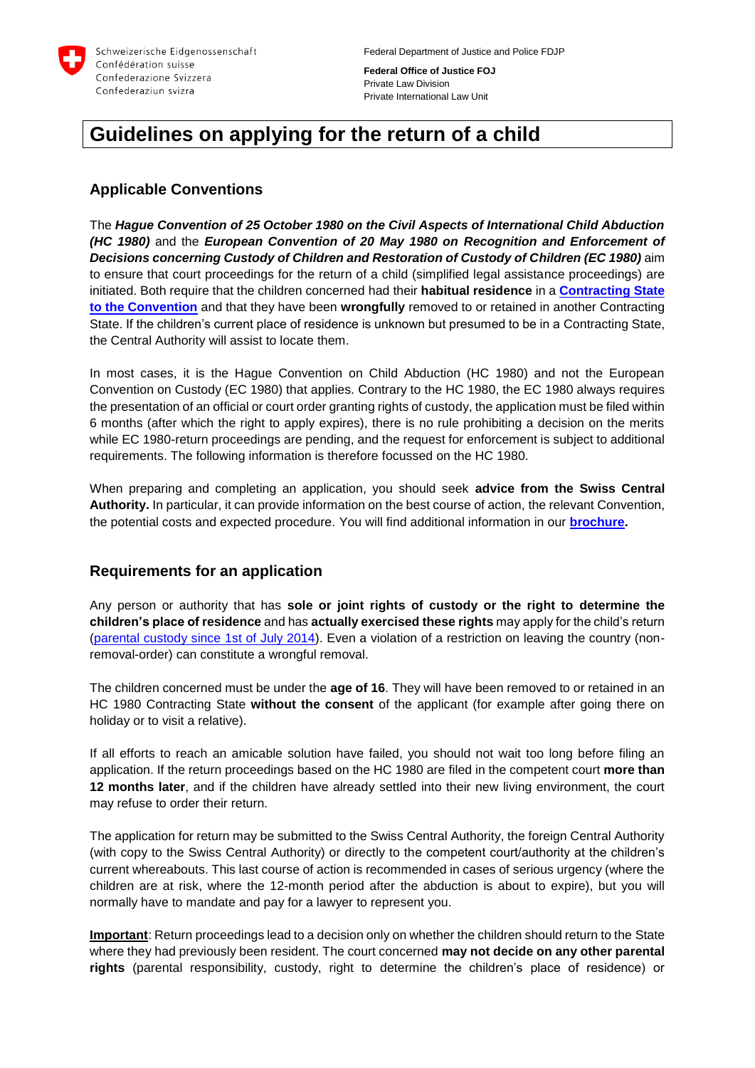Schweizerische Eidgenossenschaft
Confédération suisse
Confederazione Svizzera
Confederaziun svizra

Federal Department of Justice and Police FDJP

**Federal Office of Justice FOJ**
Private Law Division
Private International Law Unit

# Guidelines on applying for the return of a child

## Applicable Conventions

The ***Hague Convention of 25 October 1980 on the Civil Aspects of International Child Abduction (HC 1980)*** and the ***European Convention of 20 May 1980 on Recognition and Enforcement of Decisions concerning Custody of Children and Restoration of Custody of Children (EC 1980)*** aim to ensure that court proceedings for the return of a child (simplified legal assistance proceedings) are initiated. Both require that the children concerned had their **habitual residence** in a **Contracting State to the Convention** and that they have been **wrongfully** removed to or retained in another Contracting State. If the children's current place of residence is unknown but presumed to be in a Contracting State, the Central Authority will assist to locate them.

In most cases, it is the Hague Convention on Child Abduction (HC 1980) and not the European Convention on Custody (EC 1980) that applies. Contrary to the HC 1980, the EC 1980 always requires the presentation of an official or court order granting rights of custody, the application must be filed within 6 months (after which the right to apply expires), there is no rule prohibiting a decision on the merits while EC 1980-return proceedings are pending, and the request for enforcement is subject to additional requirements. The following information is therefore focussed on the HC 1980.

When preparing and completing an application, you should seek **advice from the Swiss Central Authority.** In particular, it can provide information on the best course of action, the relevant Convention, the potential costs and expected procedure. You will find additional information in our **brochure.**

## Requirements for an application

Any person or authority that has **sole or joint rights of custody or the right to determine the children's place of residence** and has **actually exercised these rights** may apply for the child's return (parental custody since 1st of July 2014). Even a violation of a restriction on leaving the country (non-removal-order) can constitute a wrongful removal.

The children concerned must be under the **age of 16**. They will have been removed to or retained in an HC 1980 Contracting State **without the consent** of the applicant (for example after going there on holiday or to visit a relative).

If all efforts to reach an amicable solution have failed, you should not wait too long before filing an application. If the return proceedings based on the HC 1980 are filed in the competent court **more than 12 months later**, and if the children have already settled into their new living environment, the court may refuse to order their return.

The application for return may be submitted to the Swiss Central Authority, the foreign Central Authority (with copy to the Swiss Central Authority) or directly to the competent court/authority at the children's current whereabouts. This last course of action is recommended in cases of serious urgency (where the children are at risk, where the 12-month period after the abduction is about to expire), but you will normally have to mandate and pay for a lawyer to represent you.

**Important**: Return proceedings lead to a decision only on whether the children should return to the State where they had previously been resident. The court concerned **may not decide on any other parental rights** (parental responsibility, custody, right to determine the children's place of residence) or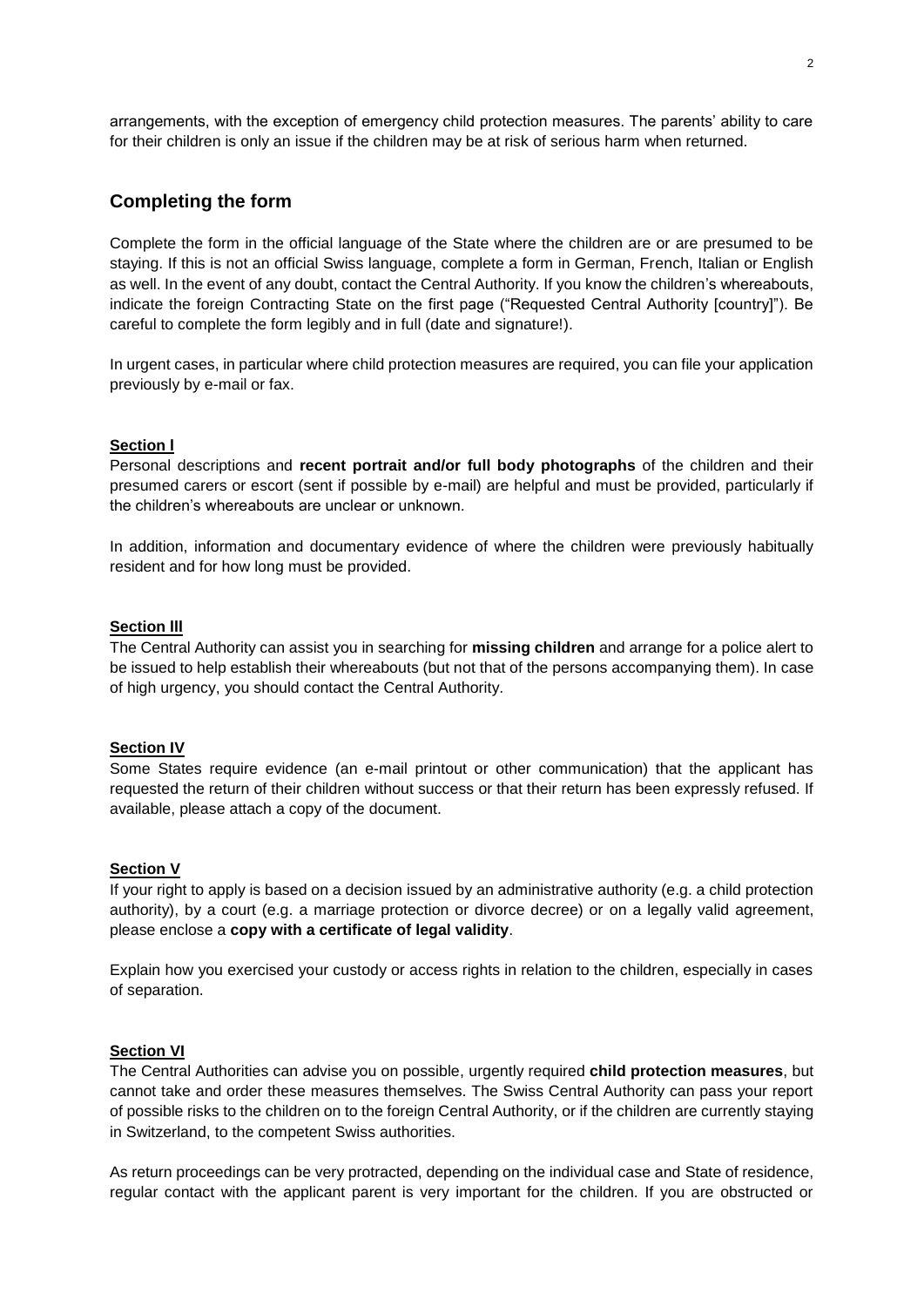arrangements, with the exception of emergency child protection measures. The parents' ability to care for their children is only an issue if the children may be at risk of serious harm when returned.

## Completing the form

Complete the form in the official language of the State where the children are or are presumed to be staying. If this is not an official Swiss language, complete a form in German, French, Italian or English as well. In the event of any doubt, contact the Central Authority. If you know the children's whereabouts, indicate the foreign Contracting State on the first page ("Requested Central Authority [country]"). Be careful to complete the form legibly and in full (date and signature!).

In urgent cases, in particular where child protection measures are required, you can file your application previously by e-mail or fax.

### Section I

Personal descriptions and **recent portrait and/or full body photographs** of the children and their presumed carers or escort (sent if possible by e-mail) are helpful and must be provided, particularly if the children's whereabouts are unclear or unknown.

In addition, information and documentary evidence of where the children were previously habitually resident and for how long must be provided.

### Section III

The Central Authority can assist you in searching for **missing children** and arrange for a police alert to be issued to help establish their whereabouts (but not that of the persons accompanying them). In case of high urgency, you should contact the Central Authority.

### Section IV

Some States require evidence (an e-mail printout or other communication) that the applicant has requested the return of their children without success or that their return has been expressly refused. If available, please attach a copy of the document.

### Section V

If your right to apply is based on a decision issued by an administrative authority (e.g. a child protection authority), by a court (e.g. a marriage protection or divorce decree) or on a legally valid agreement, please enclose a **copy with a certificate of legal validity**.

Explain how you exercised your custody or access rights in relation to the children, especially in cases of separation.

### Section VI

The Central Authorities can advise you on possible, urgently required **child protection measures**, but cannot take and order these measures themselves. The Swiss Central Authority can pass your report of possible risks to the children on to the foreign Central Authority, or if the children are currently staying in Switzerland, to the competent Swiss authorities.

As return proceedings can be very protracted, depending on the individual case and State of residence, regular contact with the applicant parent is very important for the children. If you are obstructed or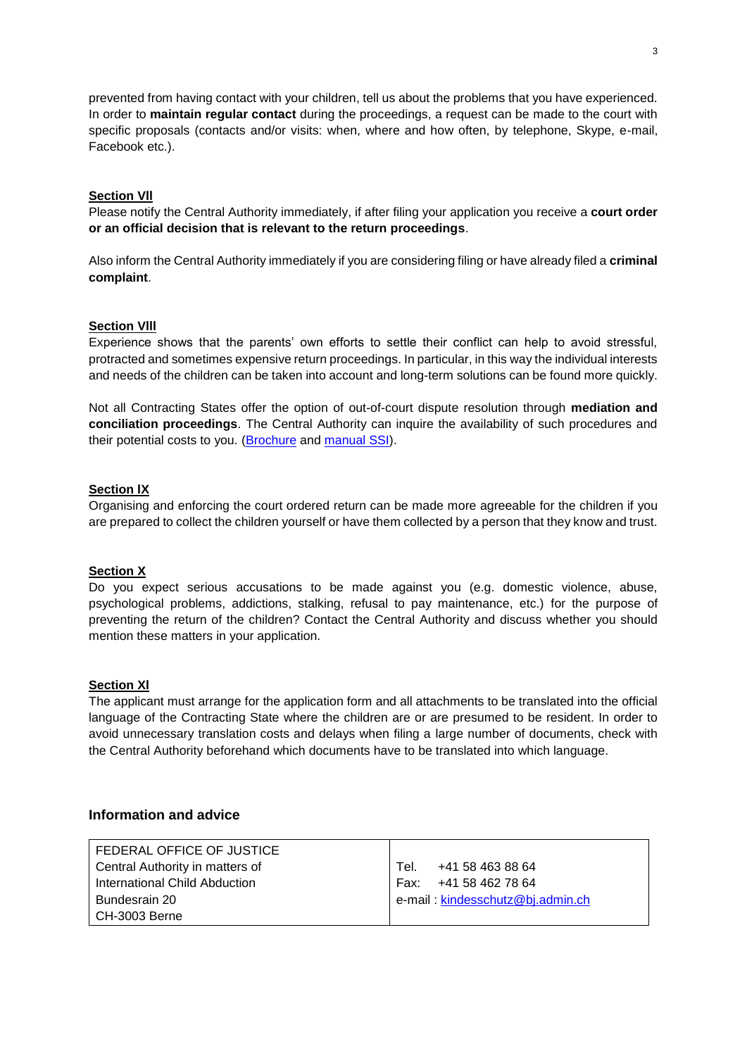prevented from having contact with your children, tell us about the problems that you have experienced. In order to **maintain regular contact** during the proceedings, a request can be made to the court with specific proposals (contacts and/or visits: when, where and how often, by telephone, Skype, e-mail, Facebook etc.).

**Section VII**

Please notify the Central Authority immediately, if after filing your application you receive a **court order or an official decision that is relevant to the return proceedings**.

Also inform the Central Authority immediately if you are considering filing or have already filed a **criminal complaint**.

**Section VIII**

Experience shows that the parents' own efforts to settle their conflict can help to avoid stressful, protracted and sometimes expensive return proceedings. In particular, in this way the individual interests and needs of the children can be taken into account and long-term solutions can be found more quickly.

Not all Contracting States offer the option of out-of-court dispute resolution through **mediation and conciliation proceedings**. The Central Authority can inquire the availability of such procedures and their potential costs to you. (Brochure and manual SSI).

**Section IX**

Organising and enforcing the court ordered return can be made more agreeable for the children if you are prepared to collect the children yourself or have them collected by a person that they know and trust.

**Section X**

Do you expect serious accusations to be made against you (e.g. domestic violence, abuse, psychological problems, addictions, stalking, refusal to pay maintenance, etc.) for the purpose of preventing the return of the children? Contact the Central Authority and discuss whether you should mention these matters in your application.

**Section XI**

The applicant must arrange for the application form and all attachments to be translated into the official language of the Contracting State where the children are or are presumed to be resident. In order to avoid unnecessary translation costs and delays when filing a large number of documents, check with the Central Authority beforehand which documents have to be translated into which language.

## Information and advice

| | |
|---|---|
| FEDERAL OFFICE OF JUSTICE<br>Central Authority in matters of<br>International Child Abduction<br>Bundesrain 20<br>CH-3003 Berne | Tel. +41 58 463 88 64<br>Fax: +41 58 462 78 64<br>e-mail : kindesschutz@bj.admin.ch |